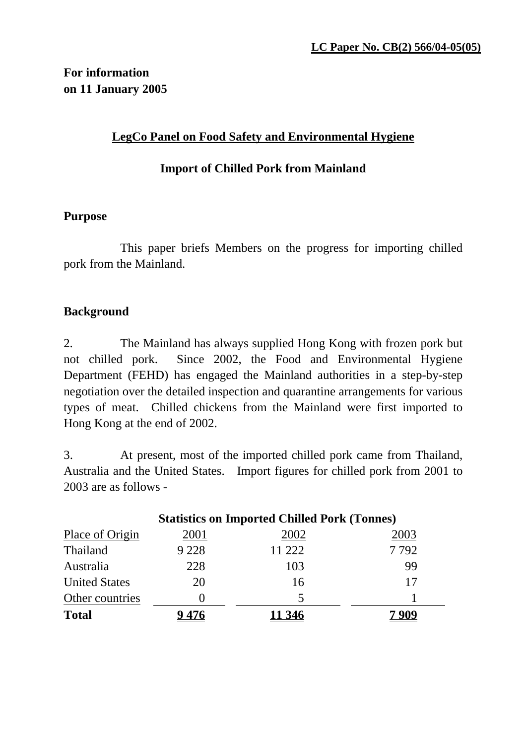**LC Paper No. CB(2) 566/04-05(05)**

**For information**
**on 11 January 2005**

## LegCo Panel on Food Safety and Environmental Hygiene

## Import of Chilled Pork from Mainland

### Purpose

This paper briefs Members on the progress for importing chilled pork from the Mainland.

### Background

2. The Mainland has always supplied Hong Kong with frozen pork but not chilled pork. Since 2002, the Food and Environmental Hygiene Department (FEHD) has engaged the Mainland authorities in a step-by-step negotiation over the detailed inspection and quarantine arrangements for various types of meat. Chilled chickens from the Mainland were first imported to Hong Kong at the end of 2002.

3. At present, most of the imported chilled pork came from Thailand, Australia and the United States. Import figures for chilled pork from 2001 to 2003 are as follows -

**Statistics on Imported Chilled Pork (Tonnes)**

| Place of Origin | 2001 | 2002 | 2003 |
|---|---|---|---|
| Thailand | 9 228 | 11 222 | 7 792 |
| Australia | 228 | 103 | 99 |
| United States | 20 | 16 | 17 |
| Other countries | 0 | 5 | 1 |
| **Total** | **9 476** | **11 346** | **7 909** |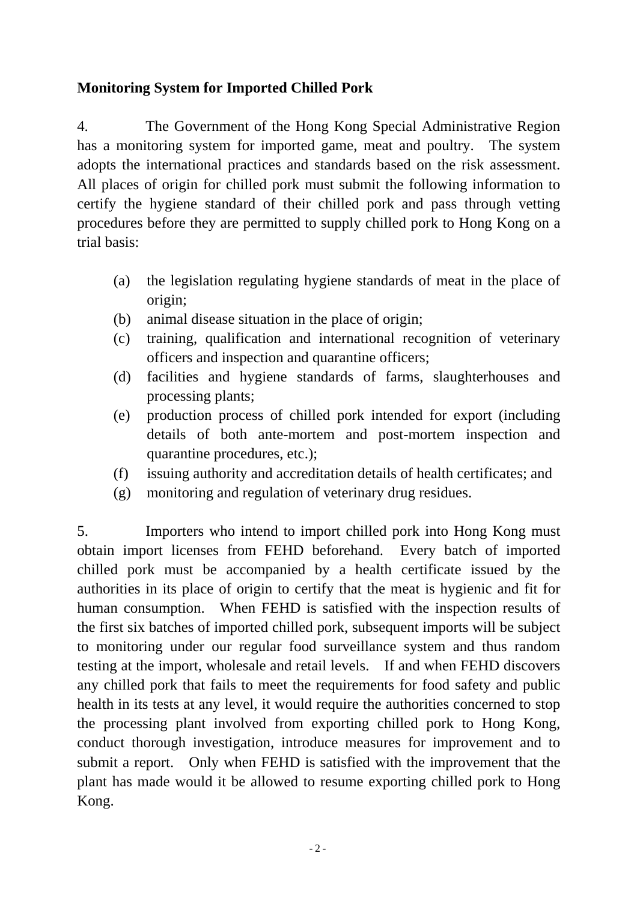**Monitoring System for Imported Chilled Pork**

4. The Government of the Hong Kong Special Administrative Region has a monitoring system for imported game, meat and poultry. The system adopts the international practices and standards based on the risk assessment. All places of origin for chilled pork must submit the following information to certify the hygiene standard of their chilled pork and pass through vetting procedures before they are permitted to supply chilled pork to Hong Kong on a trial basis:

(a) the legislation regulating hygiene standards of meat in the place of origin;
(b) animal disease situation in the place of origin;
(c) training, qualification and international recognition of veterinary officers and inspection and quarantine officers;
(d) facilities and hygiene standards of farms, slaughterhouses and processing plants;
(e) production process of chilled pork intended for export (including details of both ante-mortem and post-mortem inspection and quarantine procedures, etc.);
(f) issuing authority and accreditation details of health certificates; and
(g) monitoring and regulation of veterinary drug residues.

5. Importers who intend to import chilled pork into Hong Kong must obtain import licenses from FEHD beforehand. Every batch of imported chilled pork must be accompanied by a health certificate issued by the authorities in its place of origin to certify that the meat is hygienic and fit for human consumption. When FEHD is satisfied with the inspection results of the first six batches of imported chilled pork, subsequent imports will be subject to monitoring under our regular food surveillance system and thus random testing at the import, wholesale and retail levels. If and when FEHD discovers any chilled pork that fails to meet the requirements for food safety and public health in its tests at any level, it would require the authorities concerned to stop the processing plant involved from exporting chilled pork to Hong Kong, conduct thorough investigation, introduce measures for improvement and to submit a report. Only when FEHD is satisfied with the improvement that the plant has made would it be allowed to resume exporting chilled pork to Hong Kong.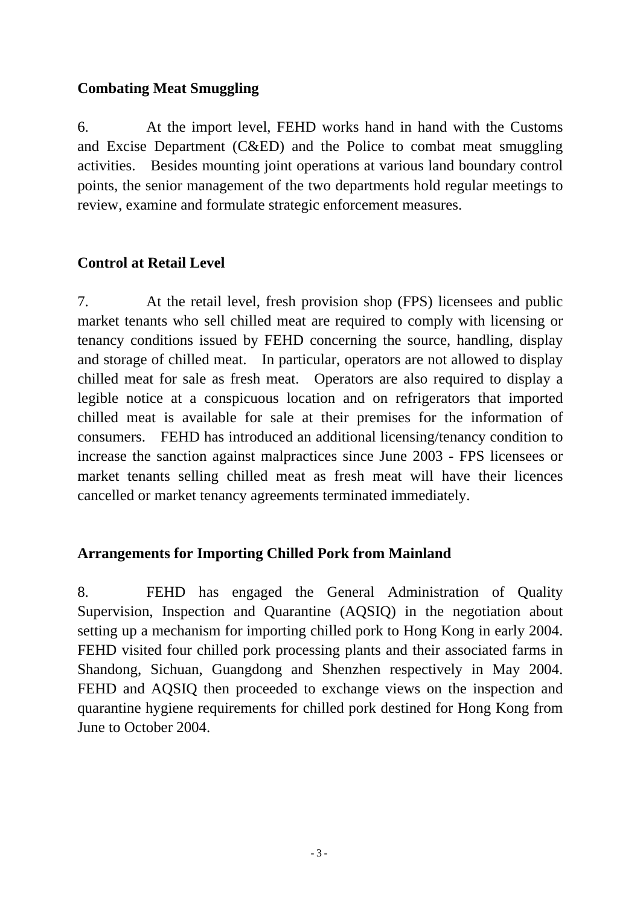## Combating Meat Smuggling

6. At the import level, FEHD works hand in hand with the Customs and Excise Department (C&ED) and the Police to combat meat smuggling activities. Besides mounting joint operations at various land boundary control points, the senior management of the two departments hold regular meetings to review, examine and formulate strategic enforcement measures.

## Control at Retail Level

7. At the retail level, fresh provision shop (FPS) licensees and public market tenants who sell chilled meat are required to comply with licensing or tenancy conditions issued by FEHD concerning the source, handling, display and storage of chilled meat. In particular, operators are not allowed to display chilled meat for sale as fresh meat. Operators are also required to display a legible notice at a conspicuous location and on refrigerators that imported chilled meat is available for sale at their premises for the information of consumers. FEHD has introduced an additional licensing/tenancy condition to increase the sanction against malpractices since June 2003 - FPS licensees or market tenants selling chilled meat as fresh meat will have their licences cancelled or market tenancy agreements terminated immediately.

## Arrangements for Importing Chilled Pork from Mainland

8. FEHD has engaged the General Administration of Quality Supervision, Inspection and Quarantine (AQSIQ) in the negotiation about setting up a mechanism for importing chilled pork to Hong Kong in early 2004. FEHD visited four chilled pork processing plants and their associated farms in Shandong, Sichuan, Guangdong and Shenzhen respectively in May 2004. FEHD and AQSIQ then proceeded to exchange views on the inspection and quarantine hygiene requirements for chilled pork destined for Hong Kong from June to October 2004.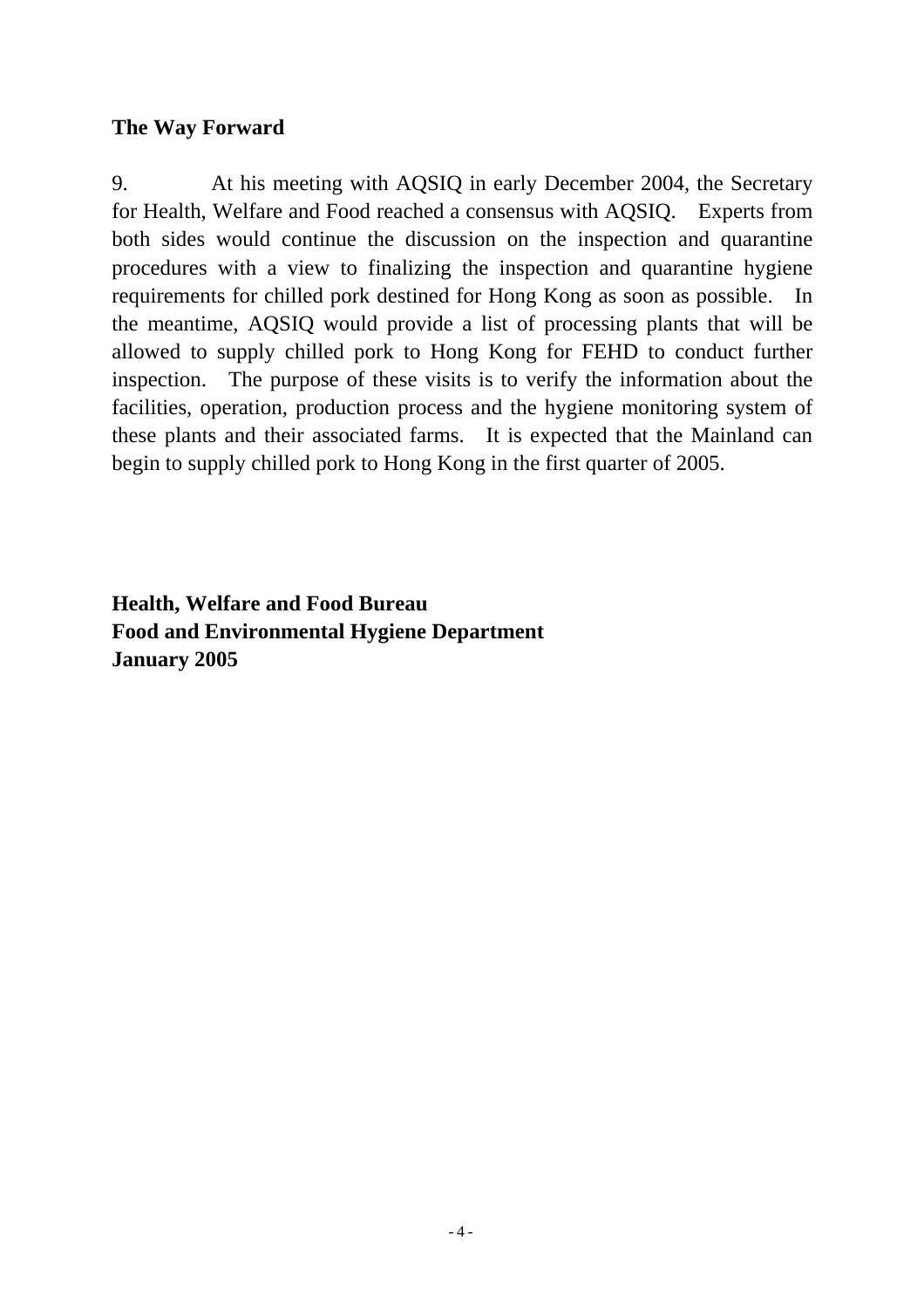**The Way Forward**

9. At his meeting with AQSIQ in early December 2004, the Secretary for Health, Welfare and Food reached a consensus with AQSIQ. Experts from both sides would continue the discussion on the inspection and quarantine procedures with a view to finalizing the inspection and quarantine hygiene requirements for chilled pork destined for Hong Kong as soon as possible. In the meantime, AQSIQ would provide a list of processing plants that will be allowed to supply chilled pork to Hong Kong for FEHD to conduct further inspection. The purpose of these visits is to verify the information about the facilities, operation, production process and the hygiene monitoring system of these plants and their associated farms. It is expected that the Mainland can begin to supply chilled pork to Hong Kong in the first quarter of 2005.

**Health, Welfare and Food Bureau**
**Food and Environmental Hygiene Department**
**January 2005**